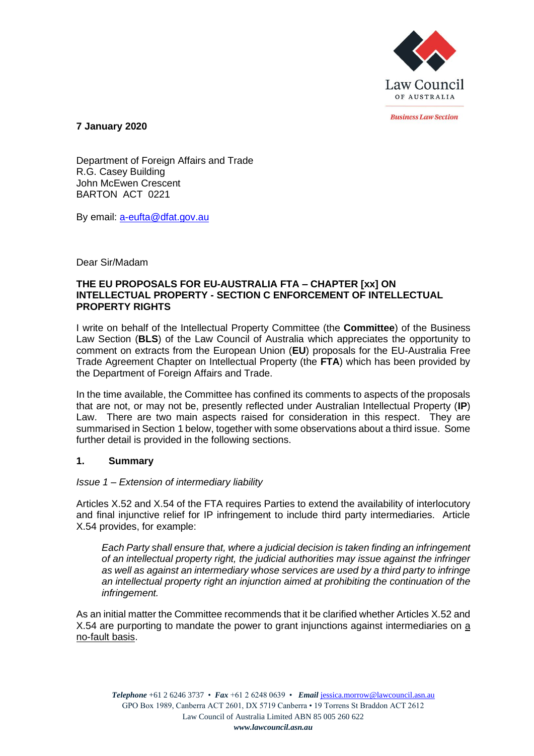Law Council OF AUSTRALIA

*Business Law Section*

**7 January 2020**

Department of Foreign Affairs and Trade
R.G. Casey Building
John McEwen Crescent
BARTON ACT 0221

By email: a-eufta@dfat.gov.au

Dear Sir/Madam

**THE EU PROPOSALS FOR EU-AUSTRALIA FTA – CHAPTER [xx] ON INTELLECTUAL PROPERTY - SECTION C ENFORCEMENT OF INTELLECTUAL PROPERTY RIGHTS**

I write on behalf of the Intellectual Property Committee (the **Committee**) of the Business Law Section (**BLS**) of the Law Council of Australia which appreciates the opportunity to comment on extracts from the European Union (**EU**) proposals for the EU-Australia Free Trade Agreement Chapter on Intellectual Property (the **FTA**) which has been provided by the Department of Foreign Affairs and Trade.

In the time available, the Committee has confined its comments to aspects of the proposals that are not, or may not be, presently reflected under Australian Intellectual Property (**IP**) Law. There are two main aspects raised for consideration in this respect. They are summarised in Section 1 below, together with some observations about a third issue. Some further detail is provided in the following sections.

## 1. Summary

*Issue 1 – Extension of intermediary liability*

Articles X.52 and X.54 of the FTA requires Parties to extend the availability of interlocutory and final injunctive relief for IP infringement to include third party intermediaries. Article X.54 provides, for example:

> *Each Party shall ensure that, where a judicial decision is taken finding an infringement of an intellectual property right, the judicial authorities may issue against the infringer as well as against an intermediary whose services are used by a third party to infringe an intellectual property right an injunction aimed at prohibiting the continuation of the infringement.*

As an initial matter the Committee recommends that it be clarified whether Articles X.52 and X.54 are purporting to mandate the power to grant injunctions against intermediaries on a no-fault basis.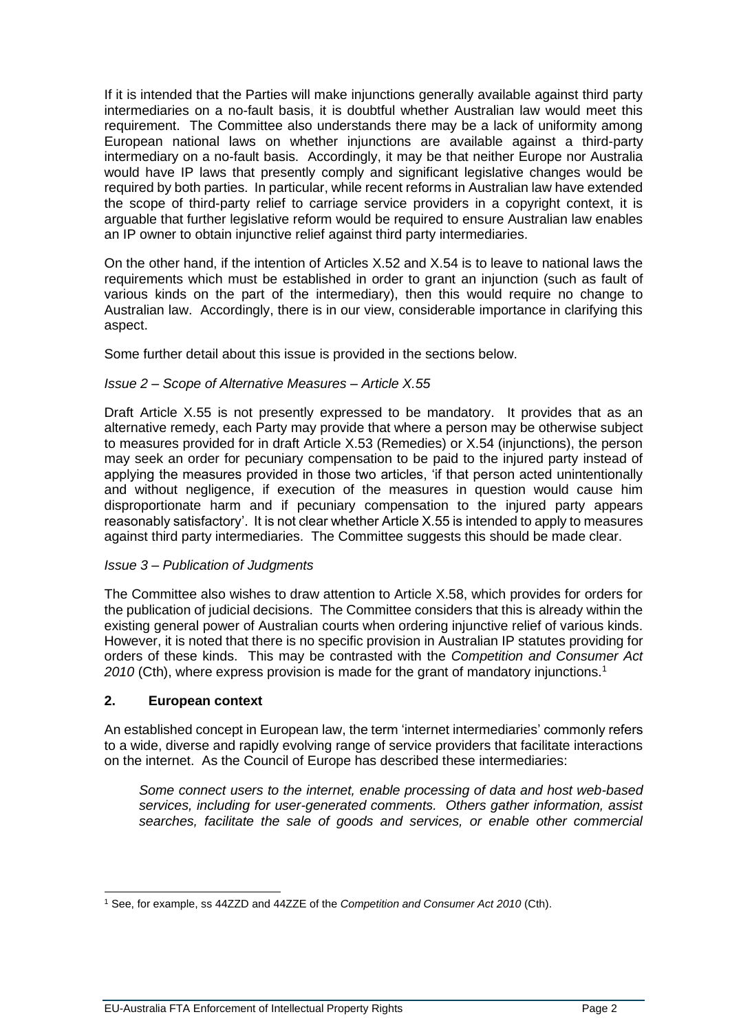If it is intended that the Parties will make injunctions generally available against third party intermediaries on a no-fault basis, it is doubtful whether Australian law would meet this requirement. The Committee also understands there may be a lack of uniformity among European national laws on whether injunctions are available against a third-party intermediary on a no-fault basis. Accordingly, it may be that neither Europe nor Australia would have IP laws that presently comply and significant legislative changes would be required by both parties. In particular, while recent reforms in Australian law have extended the scope of third-party relief to carriage service providers in a copyright context, it is arguable that further legislative reform would be required to ensure Australian law enables an IP owner to obtain injunctive relief against third party intermediaries.

On the other hand, if the intention of Articles X.52 and X.54 is to leave to national laws the requirements which must be established in order to grant an injunction (such as fault of various kinds on the part of the intermediary), then this would require no change to Australian law. Accordingly, there is in our view, considerable importance in clarifying this aspect.

Some further detail about this issue is provided in the sections below.

*Issue 2 – Scope of Alternative Measures – Article X.55*

Draft Article X.55 is not presently expressed to be mandatory. It provides that as an alternative remedy, each Party may provide that where a person may be otherwise subject to measures provided for in draft Article X.53 (Remedies) or X.54 (injunctions), the person may seek an order for pecuniary compensation to be paid to the injured party instead of applying the measures provided in those two articles, 'if that person acted unintentionally and without negligence, if execution of the measures in question would cause him disproportionate harm and if pecuniary compensation to the injured party appears reasonably satisfactory'. It is not clear whether Article X.55 is intended to apply to measures against third party intermediaries. The Committee suggests this should be made clear.

*Issue 3 – Publication of Judgments*

The Committee also wishes to draw attention to Article X.58, which provides for orders for the publication of judicial decisions. The Committee considers that this is already within the existing general power of Australian courts when ordering injunctive relief of various kinds. However, it is noted that there is no specific provision in Australian IP statutes providing for orders of these kinds. This may be contrasted with the *Competition and Consumer Act 2010* (Cth), where express provision is made for the grant of mandatory injunctions.[1]

## 2. European context

An established concept in European law, the term 'internet intermediaries' commonly refers to a wide, diverse and rapidly evolving range of service providers that facilitate interactions on the internet. As the Council of Europe has described these intermediaries:

> *Some connect users to the internet, enable processing of data and host web-based services, including for user-generated comments. Others gather information, assist searches, facilitate the sale of goods and services, or enable other commercial*

---

[1] See, for example, ss 44ZZD and 44ZZE of the *Competition and Consumer Act 2010* (Cth).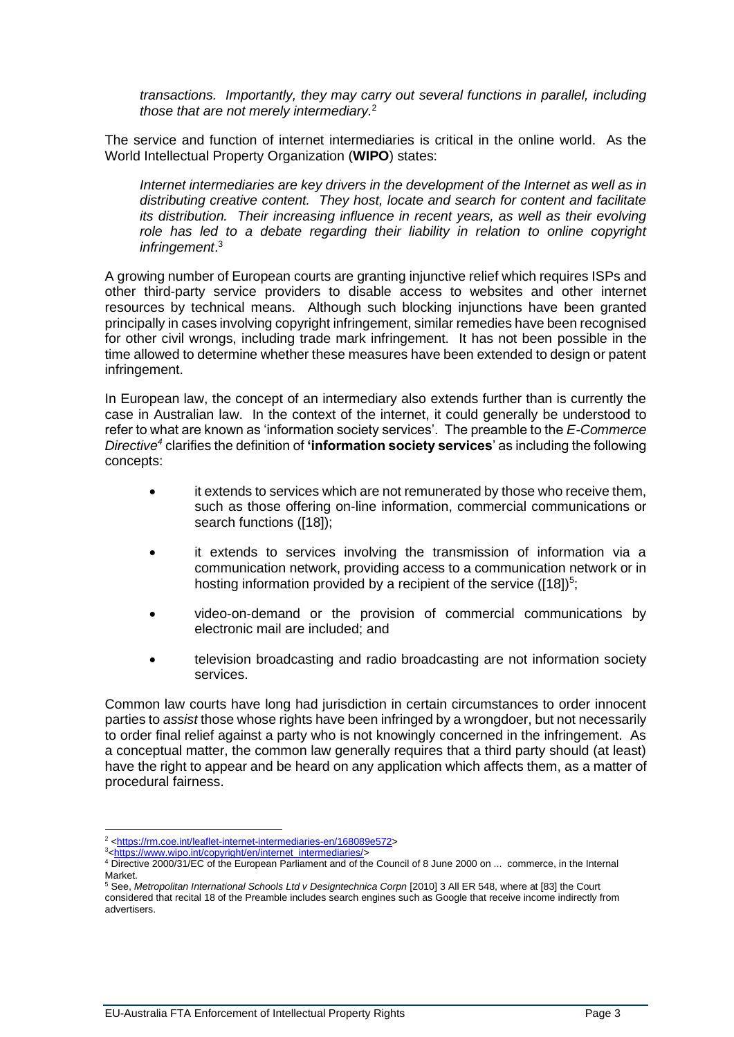*transactions. Importantly, they may carry out several functions in parallel, including those that are not merely intermediary.*[2]

The service and function of internet intermediaries is critical in the online world. As the World Intellectual Property Organization (**WIPO**) states:

*Internet intermediaries are key drivers in the development of the Internet as well as in distributing creative content. They host, locate and search for content and facilitate its distribution. Their increasing influence in recent years, as well as their evolving role has led to a debate regarding their liability in relation to online copyright infringement*.[3]

A growing number of European courts are granting injunctive relief which requires ISPs and other third-party service providers to disable access to websites and other internet resources by technical means. Although such blocking injunctions have been granted principally in cases involving copyright infringement, similar remedies have been recognised for other civil wrongs, including trade mark infringement. It has not been possible in the time allowed to determine whether these measures have been extended to design or patent infringement.

In European law, the concept of an intermediary also extends further than is currently the case in Australian law. In the context of the internet, it could generally be understood to refer to what are known as 'information society services'. The preamble to the *E-Commerce Directive*[4] clarifies the definition of **'information society services**' as including the following concepts:

- it extends to services which are not remunerated by those who receive them, such as those offering on-line information, commercial communications or search functions ([18]);
- it extends to services involving the transmission of information via a communication network, providing access to a communication network or in hosting information provided by a recipient of the service ([18])[5];
- video-on-demand or the provision of commercial communications by electronic mail are included; and
- television broadcasting and radio broadcasting are not information society services.

Common law courts have long had jurisdiction in certain circumstances to order innocent parties to *assist* those whose rights have been infringed by a wrongdoer, but not necessarily to order final relief against a party who is not knowingly concerned in the infringement. As a conceptual matter, the common law generally requires that a third party should (at least) have the right to appear and be heard on any application which affects them, as a matter of procedural fairness.

---

[2] <https://rm.coe.int/leaflet-internet-intermediaries-en/168089e572>

[3] <https://www.wipo.int/copyright/en/internet_intermediaries/>

[4] Directive 2000/31/EC of the European Parliament and of the Council of 8 June 2000 on ... commerce, in the Internal Market.

[5] See, *Metropolitan International Schools Ltd v Designtechnica Corpn* [2010] 3 All ER 548, where at [83] the Court considered that recital 18 of the Preamble includes search engines such as Google that receive income indirectly from advertisers.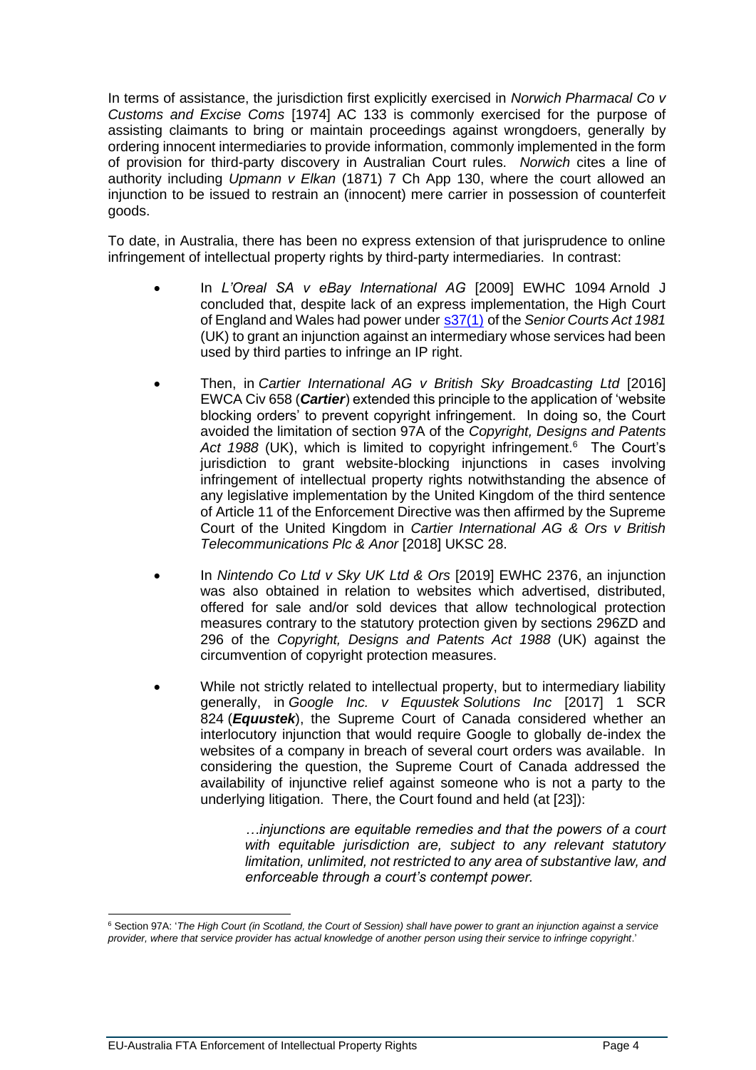In terms of assistance, the jurisdiction first explicitly exercised in *Norwich Pharmacal Co v Customs and Excise Coms* [1974] AC 133 is commonly exercised for the purpose of assisting claimants to bring or maintain proceedings against wrongdoers, generally by ordering innocent intermediaries to provide information, commonly implemented in the form of provision for third-party discovery in Australian Court rules. *Norwich* cites a line of authority including *Upmann v Elkan* (1871) 7 Ch App 130, where the court allowed an injunction to be issued to restrain an (innocent) mere carrier in possession of counterfeit goods.

To date, in Australia, there has been no express extension of that jurisprudence to online infringement of intellectual property rights by third-party intermediaries. In contrast:

- In *L'Oreal SA v eBay International AG* [2009] EWHC 1094 Arnold J concluded that, despite lack of an express implementation, the High Court of England and Wales had power under s37(1) of the *Senior Courts Act 1981* (UK) to grant an injunction against an intermediary whose services had been used by third parties to infringe an IP right.
- Then, in *Cartier International AG v British Sky Broadcasting Ltd* [2016] EWCA Civ 658 (***Cartier***) extended this principle to the application of 'website blocking orders' to prevent copyright infringement. In doing so, the Court avoided the limitation of section 97A of the *Copyright, Designs and Patents Act 1988* (UK), which is limited to copyright infringement.[6] The Court's jurisdiction to grant website-blocking injunctions in cases involving infringement of intellectual property rights notwithstanding the absence of any legislative implementation by the United Kingdom of the third sentence of Article 11 of the Enforcement Directive was then affirmed by the Supreme Court of the United Kingdom in *Cartier International AG & Ors v British Telecommunications Plc & Anor* [2018] UKSC 28.
- In *Nintendo Co Ltd v Sky UK Ltd & Ors* [2019] EWHC 2376, an injunction was also obtained in relation to websites which advertised, distributed, offered for sale and/or sold devices that allow technological protection measures contrary to the statutory protection given by sections 296ZD and 296 of the *Copyright, Designs and Patents Act 1988* (UK) against the circumvention of copyright protection measures.
- While not strictly related to intellectual property, but to intermediary liability generally, in *Google Inc. v Equustek Solutions Inc* [2017] 1 SCR 824 (***Equustek***), the Supreme Court of Canada considered whether an interlocutory injunction that would require Google to globally de-index the websites of a company in breach of several court orders was available. In considering the question, the Supreme Court of Canada addressed the availability of injunctive relief against someone who is not a party to the underlying litigation. There, the Court found and held (at [23]):

  > *…injunctions are equitable remedies and that the powers of a court with equitable jurisdiction are, subject to any relevant statutory limitation, unlimited, not restricted to any area of substantive law, and enforceable through a court's contempt power.*

[6] Section 97A: '*The High Court (in Scotland, the Court of Session) shall have power to grant an injunction against a service provider, where that service provider has actual knowledge of another person using their service to infringe copyright*.'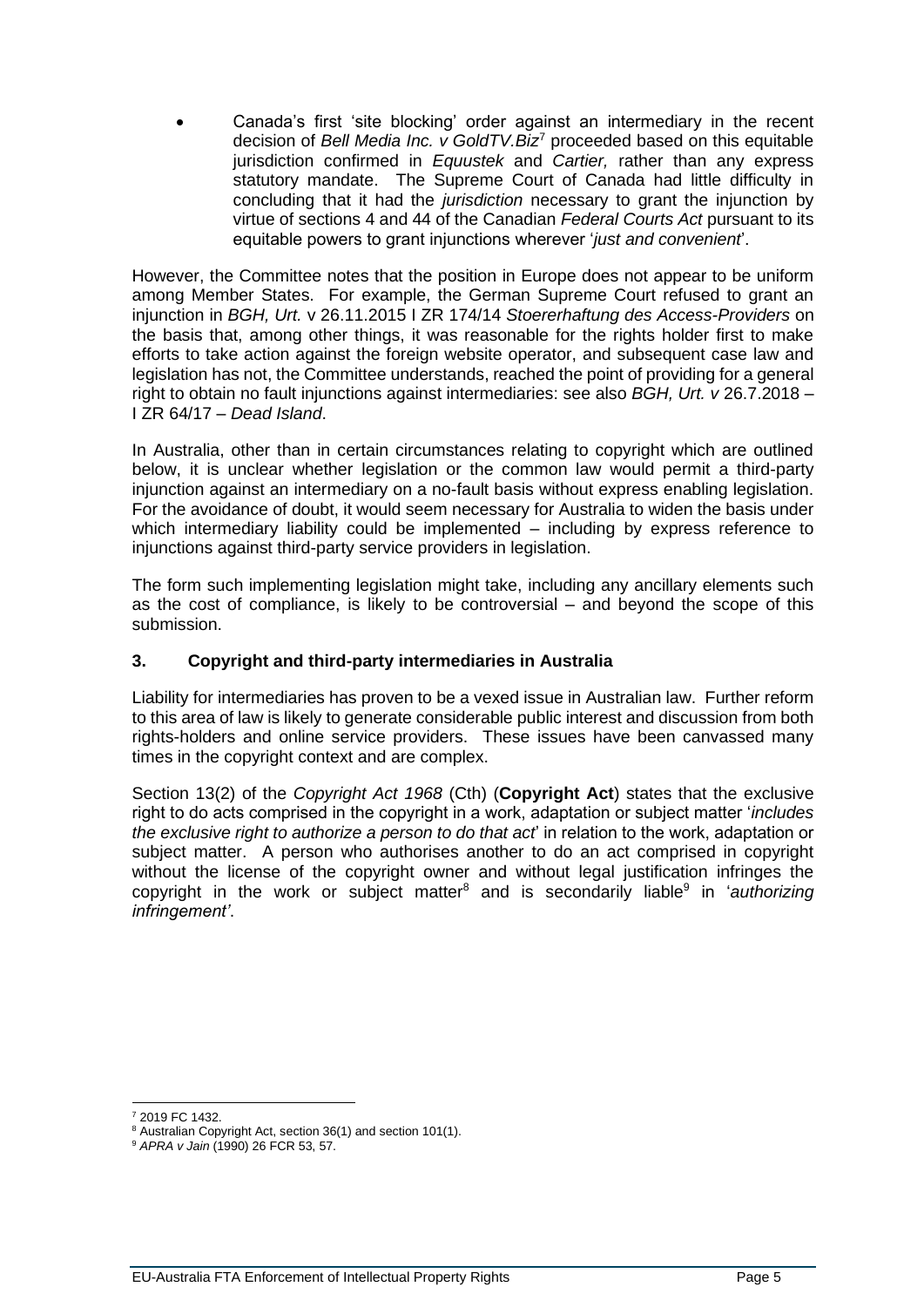- Canada's first 'site blocking' order against an intermediary in the recent decision of *Bell Media Inc. v GoldTV.Biz*[7] proceeded based on this equitable jurisdiction confirmed in *Equustek* and *Cartier,* rather than any express statutory mandate. The Supreme Court of Canada had little difficulty in concluding that it had the *jurisdiction* necessary to grant the injunction by virtue of sections 4 and 44 of the Canadian *Federal Courts Act* pursuant to its equitable powers to grant injunctions wherever '*just and convenient*'.

However, the Committee notes that the position in Europe does not appear to be uniform among Member States. For example, the German Supreme Court refused to grant an injunction in *BGH, Urt.* v 26.11.2015 I ZR 174/14 *Stoererhaftung des Access-Providers* on the basis that, among other things, it was reasonable for the rights holder first to make efforts to take action against the foreign website operator, and subsequent case law and legislation has not, the Committee understands, reached the point of providing for a general right to obtain no fault injunctions against intermediaries: see also *BGH, Urt. v* 26.7.2018 – I ZR 64/17 – *Dead Island*.

In Australia, other than in certain circumstances relating to copyright which are outlined below, it is unclear whether legislation or the common law would permit a third-party injunction against an intermediary on a no-fault basis without express enabling legislation. For the avoidance of doubt, it would seem necessary for Australia to widen the basis under which intermediary liability could be implemented – including by express reference to injunctions against third-party service providers in legislation.

The form such implementing legislation might take, including any ancillary elements such as the cost of compliance, is likely to be controversial – and beyond the scope of this submission.

## 3. Copyright and third-party intermediaries in Australia

Liability for intermediaries has proven to be a vexed issue in Australian law. Further reform to this area of law is likely to generate considerable public interest and discussion from both rights-holders and online service providers. These issues have been canvassed many times in the copyright context and are complex.

Section 13(2) of the *Copyright Act 1968* (Cth) (**Copyright Act**) states that the exclusive right to do acts comprised in the copyright in a work, adaptation or subject matter '*includes the exclusive right to authorize a person to do that act*' in relation to the work, adaptation or subject matter. A person who authorises another to do an act comprised in copyright without the license of the copyright owner and without legal justification infringes the copyright in the work or subject matter[8] and is secondarily liable[9] in '*authorizing infringement'*.

---

[7] 2019 FC 1432.

[8] Australian Copyright Act, section 36(1) and section 101(1).

[9] *APRA v Jain* (1990) 26 FCR 53, 57.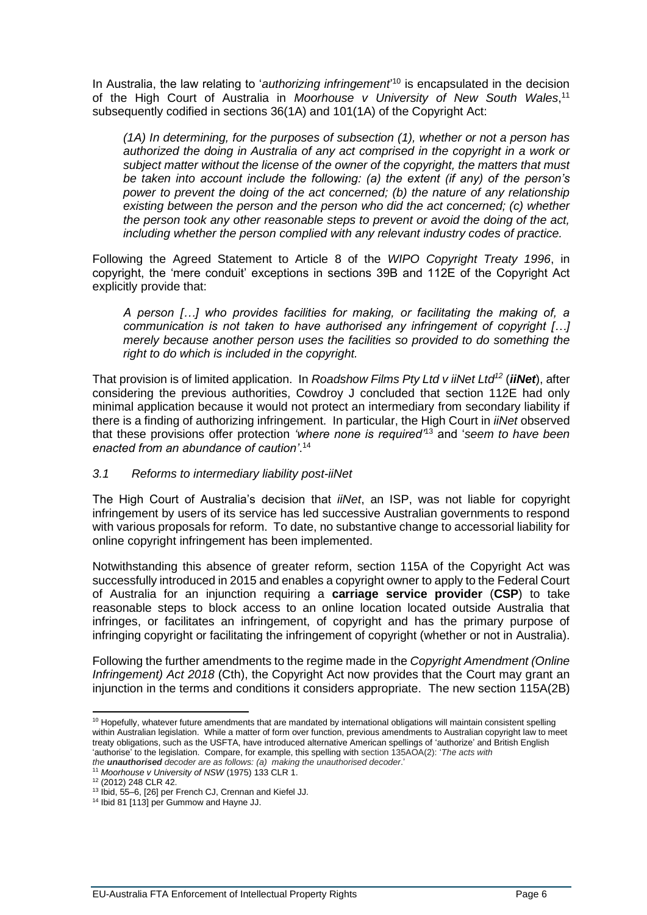In Australia, the law relating to '*authorizing infringement*'[10] is encapsulated in the decision of the High Court of Australia in *Moorhouse v University of New South Wales*,[11] subsequently codified in sections 36(1A) and 101(1A) of the Copyright Act:

> *(1A) In determining, for the purposes of subsection (1), whether or not a person has authorized the doing in Australia of any act comprised in the copyright in a work or subject matter without the license of the owner of the copyright, the matters that must be taken into account include the following: (a) the extent (if any) of the person's power to prevent the doing of the act concerned; (b) the nature of any relationship existing between the person and the person who did the act concerned; (c) whether the person took any other reasonable steps to prevent or avoid the doing of the act, including whether the person complied with any relevant industry codes of practice.*

Following the Agreed Statement to Article 8 of the *WIPO Copyright Treaty 1996*, in copyright, the 'mere conduit' exceptions in sections 39B and 112E of the Copyright Act explicitly provide that:

> *A person […] who provides facilities for making, or facilitating the making of, a communication is not taken to have authorised any infringement of copyright […] merely because another person uses the facilities so provided to do something the right to do which is included in the copyright.*

That provision is of limited application. In *Roadshow Films Pty Ltd v iiNet Ltd*[12] (***iiNet***), after considering the previous authorities, Cowdroy J concluded that section 112E had only minimal application because it would not protect an intermediary from secondary liability if there is a finding of authorizing infringement. In particular, the High Court in *iiNet* observed that these provisions offer protection *'where none is required'*[13] and '*seem to have been enacted from an abundance of caution'*.[14]

### *3.1 Reforms to intermediary liability post-iiNet*

The High Court of Australia's decision that *iiNet*, an ISP, was not liable for copyright infringement by users of its service has led successive Australian governments to respond with various proposals for reform. To date, no substantive change to accessorial liability for online copyright infringement has been implemented.

Notwithstanding this absence of greater reform, section 115A of the Copyright Act was successfully introduced in 2015 and enables a copyright owner to apply to the Federal Court of Australia for an injunction requiring a **carriage service provider** (**CSP**) to take reasonable steps to block access to an online location located outside Australia that infringes, or facilitates an infringement, of copyright and has the primary purpose of infringing copyright or facilitating the infringement of copyright (whether or not in Australia).

Following the further amendments to the regime made in the *Copyright Amendment (Online Infringement) Act 2018* (Cth), the Copyright Act now provides that the Court may grant an injunction in the terms and conditions it considers appropriate. The new section 115A(2B)

---

[10] Hopefully, whatever future amendments that are mandated by international obligations will maintain consistent spelling within Australian legislation. While a matter of form over function, previous amendments to Australian copyright law to meet treaty obligations, such as the USFTA, have introduced alternative American spellings of 'authorize' and British English 'authorise' to the legislation. Compare, for example, this spelling with section 135AOA(2): '*The acts with the **unauthorised** decoder are as follows: (a) making the unauthorised decoder*.'

[11] *Moorhouse v University of NSW* (1975) 133 CLR 1.

[12] (2012) 248 CLR 42.

[13] Ibid, 55–6, [26] per French CJ, Crennan and Kiefel JJ.

[14] Ibid 81 [113] per Gummow and Hayne JJ.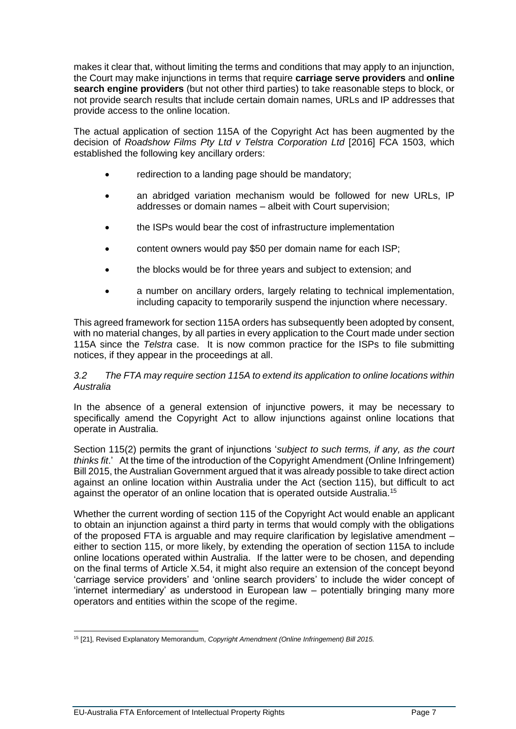makes it clear that, without limiting the terms and conditions that may apply to an injunction, the Court may make injunctions in terms that require **carriage serve providers** and **online search engine providers** (but not other third parties) to take reasonable steps to block, or not provide search results that include certain domain names, URLs and IP addresses that provide access to the online location.

The actual application of section 115A of the Copyright Act has been augmented by the decision of *Roadshow Films Pty Ltd v Telstra Corporation Ltd* [2016] FCA 1503, which established the following key ancillary orders:

- redirection to a landing page should be mandatory;
- an abridged variation mechanism would be followed for new URLs, IP addresses or domain names – albeit with Court supervision;
- the ISPs would bear the cost of infrastructure implementation
- content owners would pay $50 per domain name for each ISP;
- the blocks would be for three years and subject to extension; and
- a number on ancillary orders, largely relating to technical implementation, including capacity to temporarily suspend the injunction where necessary.

This agreed framework for section 115A orders has subsequently been adopted by consent, with no material changes, by all parties in every application to the Court made under section 115A since the *Telstra* case. It is now common practice for the ISPs to file submitting notices, if they appear in the proceedings at all.

### *3.2 The FTA may require section 115A to extend its application to online locations within Australia*

In the absence of a general extension of injunctive powers, it may be necessary to specifically amend the Copyright Act to allow injunctions against online locations that operate in Australia.

Section 115(2) permits the grant of injunctions '*subject to such terms, if any, as the court thinks fit*.' At the time of the introduction of the Copyright Amendment (Online Infringement) Bill 2015, the Australian Government argued that it was already possible to take direct action against an online location within Australia under the Act (section 115), but difficult to act against the operator of an online location that is operated outside Australia.[15]

Whether the current wording of section 115 of the Copyright Act would enable an applicant to obtain an injunction against a third party in terms that would comply with the obligations of the proposed FTA is arguable and may require clarification by legislative amendment – either to section 115, or more likely, by extending the operation of section 115A to include online locations operated within Australia. If the latter were to be chosen, and depending on the final terms of Article X.54, it might also require an extension of the concept beyond 'carriage service providers' and 'online search providers' to include the wider concept of 'internet intermediary' as understood in European law – potentially bringing many more operators and entities within the scope of the regime.

[15] [21], Revised Explanatory Memorandum, *Copyright Amendment (Online Infringement) Bill 2015.*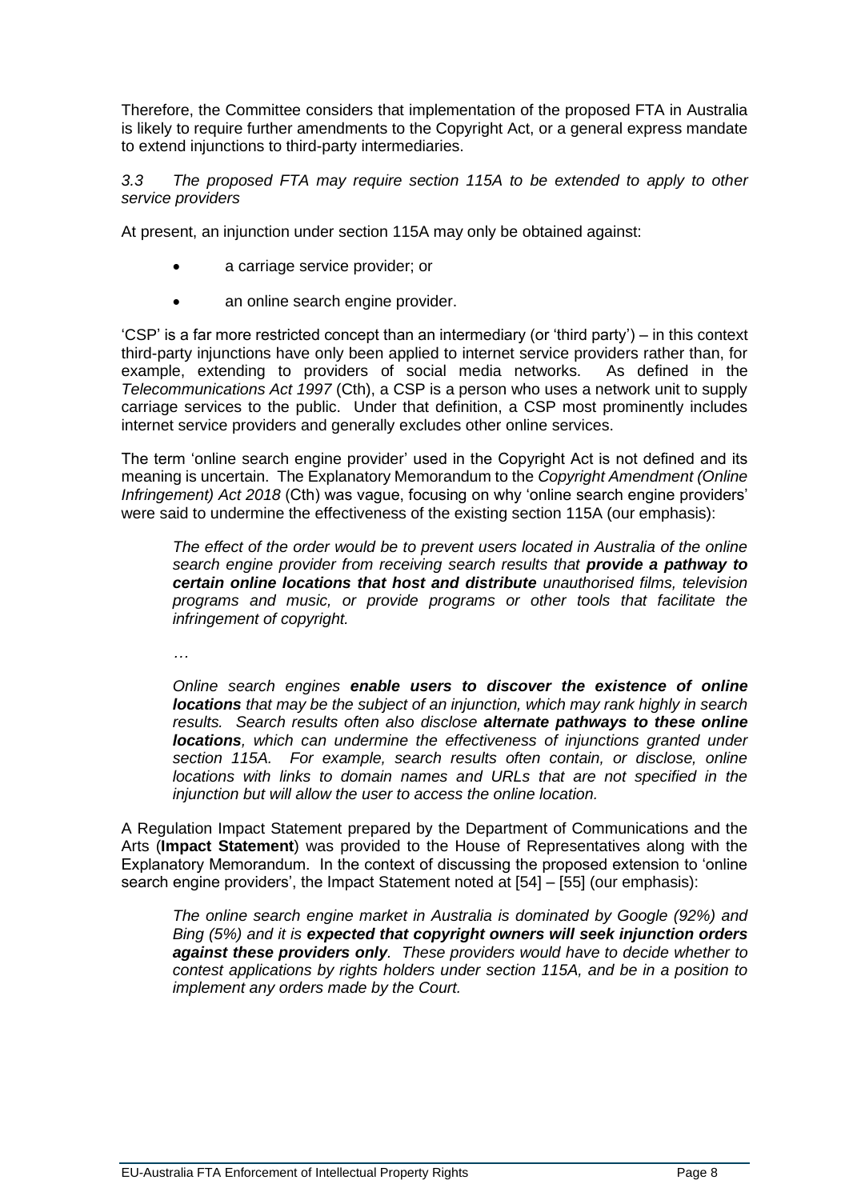Therefore, the Committee considers that implementation of the proposed FTA in Australia is likely to require further amendments to the Copyright Act, or a general express mandate to extend injunctions to third-party intermediaries.

*3.3 The proposed FTA may require section 115A to be extended to apply to other service providers*

At present, an injunction under section 115A may only be obtained against:

- a carriage service provider; or
- an online search engine provider.

'CSP' is a far more restricted concept than an intermediary (or 'third party') – in this context third-party injunctions have only been applied to internet service providers rather than, for example, extending to providers of social media networks. As defined in the *Telecommunications Act 1997* (Cth), a CSP is a person who uses a network unit to supply carriage services to the public. Under that definition, a CSP most prominently includes internet service providers and generally excludes other online services.

The term 'online search engine provider' used in the Copyright Act is not defined and its meaning is uncertain. The Explanatory Memorandum to the *Copyright Amendment (Online Infringement) Act 2018* (Cth) was vague, focusing on why 'online search engine providers' were said to undermine the effectiveness of the existing section 115A (our emphasis):

> *The effect of the order would be to prevent users located in Australia of the online search engine provider from receiving search results that* ***provide a pathway to certain online locations that host and distribute*** *unauthorised films, television programs and music, or provide programs or other tools that facilitate the infringement of copyright.*
>
> …
>
> *Online search engines* ***enable users to discover the existence of online locations*** *that may be the subject of an injunction, which may rank highly in search results. Search results often also disclose* ***alternate pathways to these online locations****, which can undermine the effectiveness of injunctions granted under section 115A. For example, search results often contain, or disclose, online locations with links to domain names and URLs that are not specified in the injunction but will allow the user to access the online location.*

A Regulation Impact Statement prepared by the Department of Communications and the Arts (**Impact Statement**) was provided to the House of Representatives along with the Explanatory Memorandum. In the context of discussing the proposed extension to 'online search engine providers', the Impact Statement noted at [54] – [55] (our emphasis):

> *The online search engine market in Australia is dominated by Google (92%) and Bing (5%) and it is* ***expected that copyright owners will seek injunction orders against these providers only****. These providers would have to decide whether to contest applications by rights holders under section 115A, and be in a position to implement any orders made by the Court.*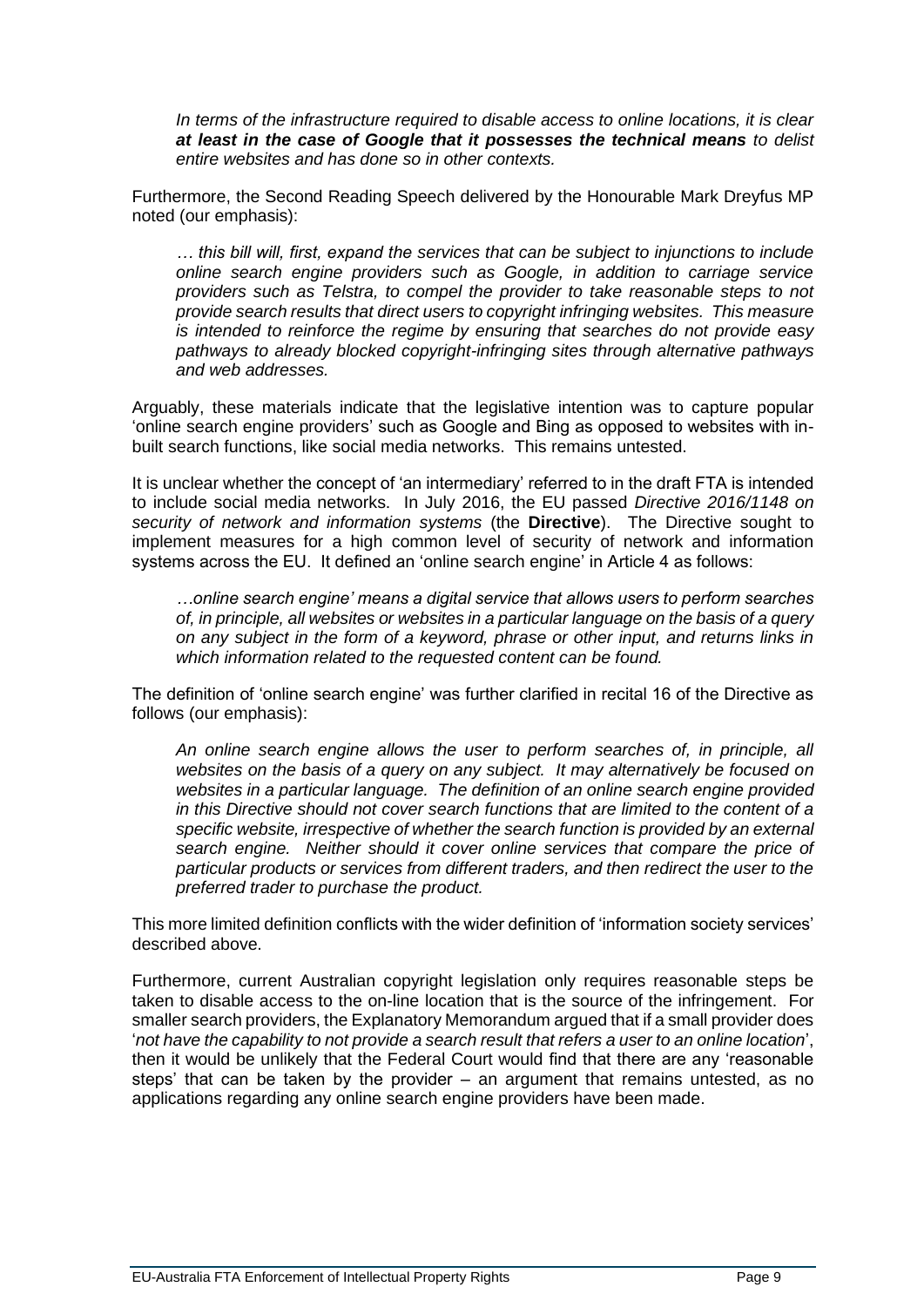*In terms of the infrastructure required to disable access to online locations, it is clear* ***at least in the case of Google that it possesses the technical means*** *to delist entire websites and has done so in other contexts.*

Furthermore, the Second Reading Speech delivered by the Honourable Mark Dreyfus MP noted (our emphasis):

*… this bill will, first, expand the services that can be subject to injunctions to include online search engine providers such as Google, in addition to carriage service providers such as Telstra, to compel the provider to take reasonable steps to not provide search results that direct users to copyright infringing websites. This measure is intended to reinforce the regime by ensuring that searches do not provide easy pathways to already blocked copyright-infringing sites through alternative pathways and web addresses.*

Arguably, these materials indicate that the legislative intention was to capture popular 'online search engine providers' such as Google and Bing as opposed to websites with in-built search functions, like social media networks. This remains untested.

It is unclear whether the concept of 'an intermediary' referred to in the draft FTA is intended to include social media networks. In July 2016, the EU passed *Directive 2016/1148 on security of network and information systems* (the **Directive**). The Directive sought to implement measures for a high common level of security of network and information systems across the EU. It defined an 'online search engine' in Article 4 as follows:

*…online search engine' means a digital service that allows users to perform searches of, in principle, all websites or websites in a particular language on the basis of a query on any subject in the form of a keyword, phrase or other input, and returns links in which information related to the requested content can be found.*

The definition of 'online search engine' was further clarified in recital 16 of the Directive as follows (our emphasis):

*An online search engine allows the user to perform searches of, in principle, all websites on the basis of a query on any subject. It may alternatively be focused on websites in a particular language. The definition of an online search engine provided in this Directive should not cover search functions that are limited to the content of a specific website, irrespective of whether the search function is provided by an external search engine. Neither should it cover online services that compare the price of particular products or services from different traders, and then redirect the user to the preferred trader to purchase the product.*

This more limited definition conflicts with the wider definition of 'information society services' described above.

Furthermore, current Australian copyright legislation only requires reasonable steps be taken to disable access to the on-line location that is the source of the infringement. For smaller search providers, the Explanatory Memorandum argued that if a small provider does '*not have the capability to not provide a search result that refers a user to an online location*', then it would be unlikely that the Federal Court would find that there are any 'reasonable steps' that can be taken by the provider – an argument that remains untested, as no applications regarding any online search engine providers have been made.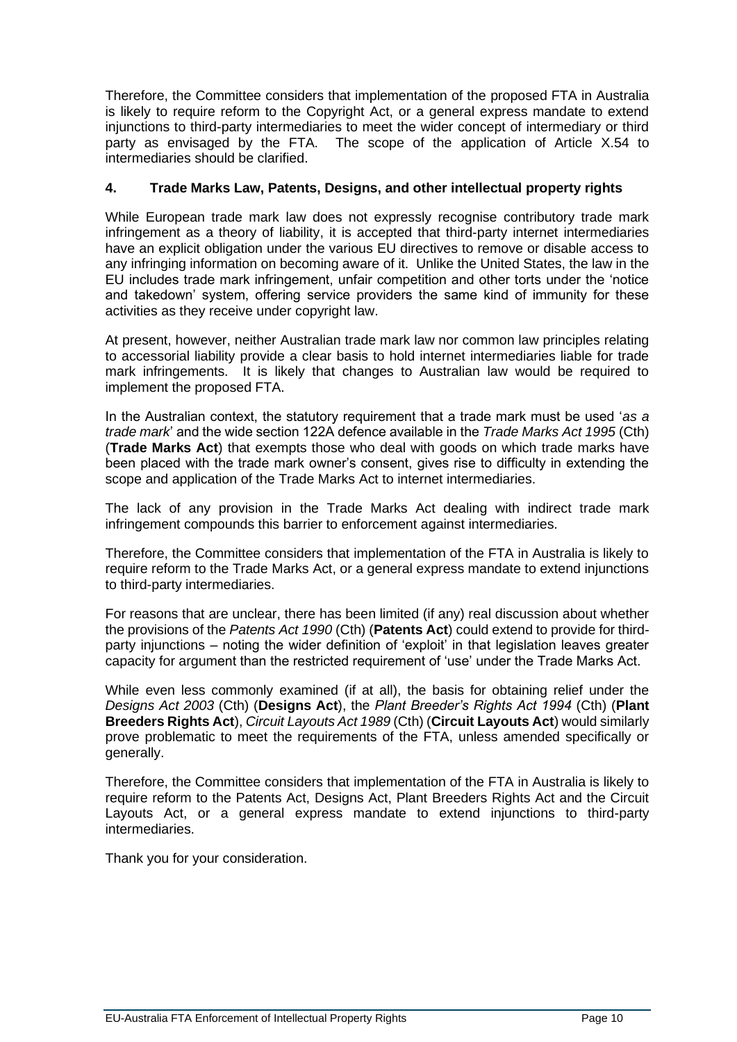Therefore, the Committee considers that implementation of the proposed FTA in Australia is likely to require reform to the Copyright Act, or a general express mandate to extend injunctions to third-party intermediaries to meet the wider concept of intermediary or third party as envisaged by the FTA. The scope of the application of Article X.54 to intermediaries should be clarified.

## 4. Trade Marks Law, Patents, Designs, and other intellectual property rights

While European trade mark law does not expressly recognise contributory trade mark infringement as a theory of liability, it is accepted that third-party internet intermediaries have an explicit obligation under the various EU directives to remove or disable access to any infringing information on becoming aware of it. Unlike the United States, the law in the EU includes trade mark infringement, unfair competition and other torts under the 'notice and takedown' system, offering service providers the same kind of immunity for these activities as they receive under copyright law.

At present, however, neither Australian trade mark law nor common law principles relating to accessorial liability provide a clear basis to hold internet intermediaries liable for trade mark infringements. It is likely that changes to Australian law would be required to implement the proposed FTA.

In the Australian context, the statutory requirement that a trade mark must be used '*as a trade mark*' and the wide section 122A defence available in the *Trade Marks Act 1995* (Cth) (**Trade Marks Act**) that exempts those who deal with goods on which trade marks have been placed with the trade mark owner's consent, gives rise to difficulty in extending the scope and application of the Trade Marks Act to internet intermediaries.

The lack of any provision in the Trade Marks Act dealing with indirect trade mark infringement compounds this barrier to enforcement against intermediaries.

Therefore, the Committee considers that implementation of the FTA in Australia is likely to require reform to the Trade Marks Act, or a general express mandate to extend injunctions to third-party intermediaries.

For reasons that are unclear, there has been limited (if any) real discussion about whether the provisions of the *Patents Act 1990* (Cth) (**Patents Act**) could extend to provide for third-party injunctions – noting the wider definition of 'exploit' in that legislation leaves greater capacity for argument than the restricted requirement of 'use' under the Trade Marks Act.

While even less commonly examined (if at all), the basis for obtaining relief under the *Designs Act 2003* (Cth) (**Designs Act**), the *Plant Breeder's Rights Act 1994* (Cth) (**Plant Breeders Rights Act**), *Circuit Layouts Act 1989* (Cth) (**Circuit Layouts Act**) would similarly prove problematic to meet the requirements of the FTA, unless amended specifically or generally.

Therefore, the Committee considers that implementation of the FTA in Australia is likely to require reform to the Patents Act, Designs Act, Plant Breeders Rights Act and the Circuit Layouts Act, or a general express mandate to extend injunctions to third-party intermediaries.

Thank you for your consideration.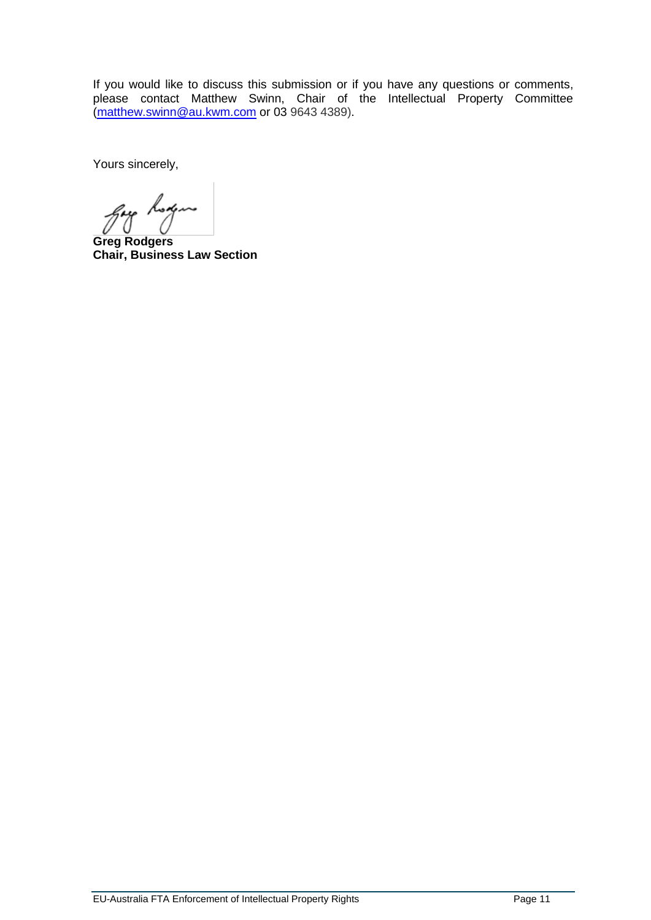If you would like to discuss this submission or if you have any questions or comments, please contact Matthew Swinn, Chair of the Intellectual Property Committee (matthew.swinn@au.kwm.com or 03 9643 4389).

Yours sincerely,

**Greg Rodgers**
**Chair, Business Law Section**